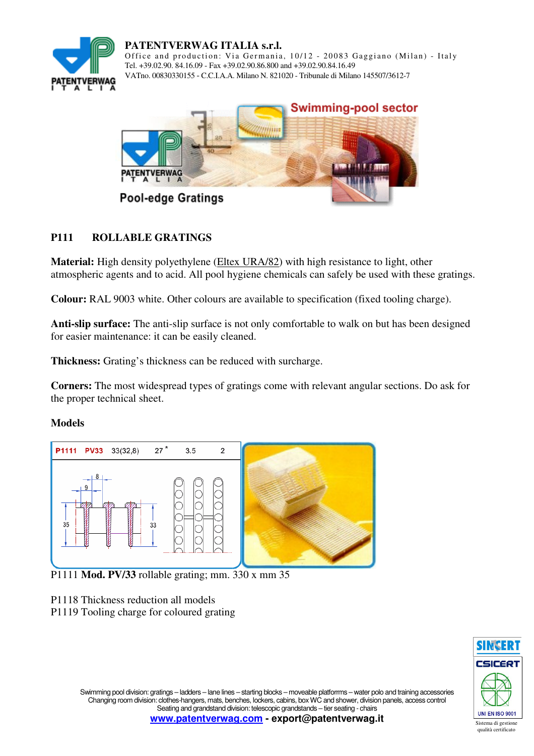**PATENTVERWAG ITALIA s.r.l.**
Office and production: Via Germania, 10/12 - 20083 Gaggiano (Milan) - Italy
Tel. +39.02.90. 84.16.09 - Fax +39.02.90.86.800 and +39.02.90.84.16.49
VATno. 00830330155 - C.C.I.A.A. Milano N. 821020 - Tribunale di Milano 145507/3612-7

Swimming-pool sector

Pool-edge Gratings

## P111 ROLLABLE GRATINGS

**Material:** High density polyethylene (Eltex URA/82) with high resistance to light, other atmospheric agents and to acid. All pool hygiene chemicals can safely be used with these gratings.

**Colour:** RAL 9003 white. Other colours are available to specification (fixed tooling charge).

**Anti-slip surface:** The anti-slip surface is not only comfortable to walk on but has been designed for easier maintenance: it can be easily cleaned.

**Thickness:** Grating's thickness can be reduced with surcharge.

**Corners:** The most widespread types of gratings come with relevant angular sections. Do ask for the proper technical sheet.

**Models**

| P1111 | PV33 | 33(32,8) | 27 * | 3.5 | 2 |
|---|---|---|---|---|---|

P1111 **Mod. PV/33** rollable grating; mm. 330 x mm 35

P1118 Thickness reduction all models
P1119 Tooling charge for coloured grating

Swimming pool division: gratings – ladders – lane lines – starting blocks – moveable platforms – water polo and training accessories
Changing room division: clothes-hangers, mats, benches, lockers, cabins, box WC and shower, division panels, access control
Seating and grandstand division: telescopic grandstands – tier seating - chairs
**www.patentverwag.com - export@patentverwag.it**

SINCERT CSICERT UNI EN ISO 9001 Sistema di gestione qualità certificato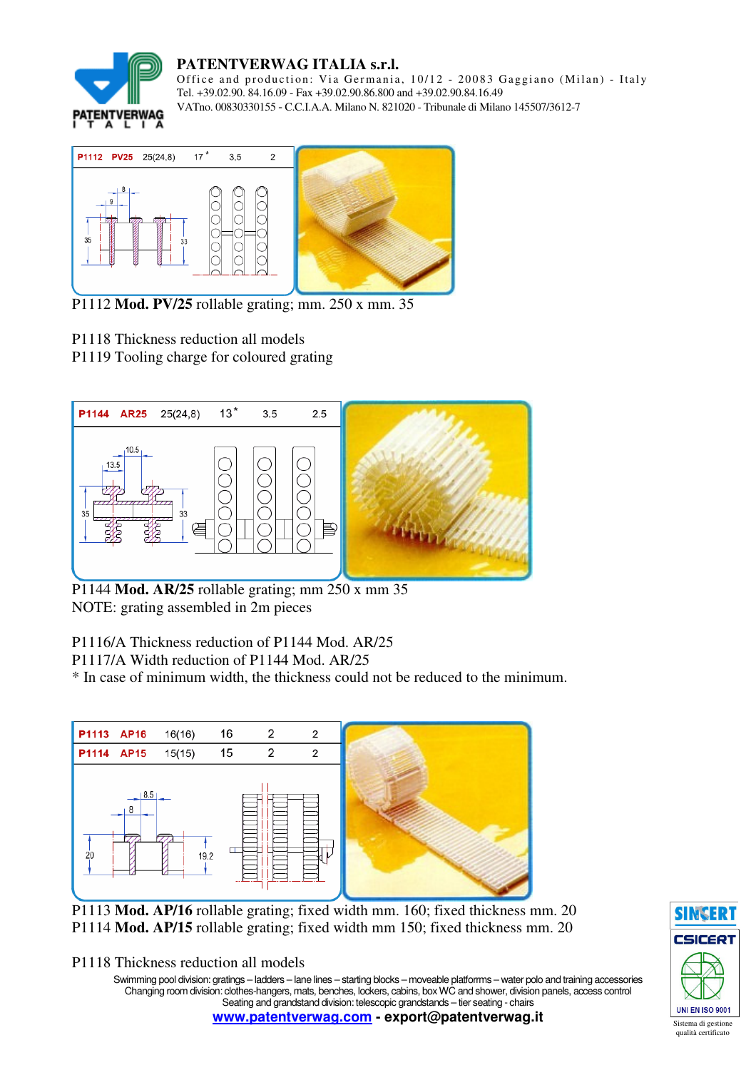**PATENTVERWAG ITALIA s.r.l.**
Office and production: Via Germania, 10/12 - 20083 Gaggiano (Milan) - Italy
Tel. +39.02.90. 84.16.09 - Fax +39.02.90.86.800 and +39.02.90.84.16.49
VATno. 00830330155 - C.C.I.A.A. Milano N. 821020 - Tribunale di Milano 145507/3612-7

| P1112 | PV25 | 25(24,8) | 17 * | 3,5 | 2 |
|---|---|---|---|---|---|

P1112 **Mod. PV/25** rollable grating; mm. 250 x mm. 35

P1118 Thickness reduction all models
P1119 Tooling charge for coloured grating

| P1144 | AR25 | 25(24,8) | 13 * | 3.5 | 2.5 |
|---|---|---|---|---|---|

P1144 **Mod. AR/25** rollable grating; mm 250 x mm 35
NOTE: grating assembled in 2m pieces

P1116/A Thickness reduction of P1144 Mod. AR/25
P1117/A Width reduction of P1144 Mod. AR/25
* In case of minimum width, the thickness could not be reduced to the minimum.

| P1113 | AP16 | 16(16) | 16 | 2 | 2 |
|---|---|---|---|---|---|
| P1114 | AP15 | 15(15) | 15 | 2 | 2 |

P1113 **Mod. AP/16** rollable grating; fixed width mm. 160; fixed thickness mm. 20
P1114 **Mod. AP/15** rollable grating; fixed width mm 150; fixed thickness mm. 20

P1118 Thickness reduction all models

Swimming pool division: gratings – ladders – lane lines – starting blocks – moveable platforms – water polo and training accessories
Changing room division: clothes-hangers, mats, benches, lockers, cabins, box WC and shower, division panels, access control
Seating and grandstand division: telescopic grandstands – tier seating - chairs
**www.patentverwag.com - export@patentverwag.it**

SINCERT CSICERT UNI EN ISO 9001
Sistema di gestione qualità certificato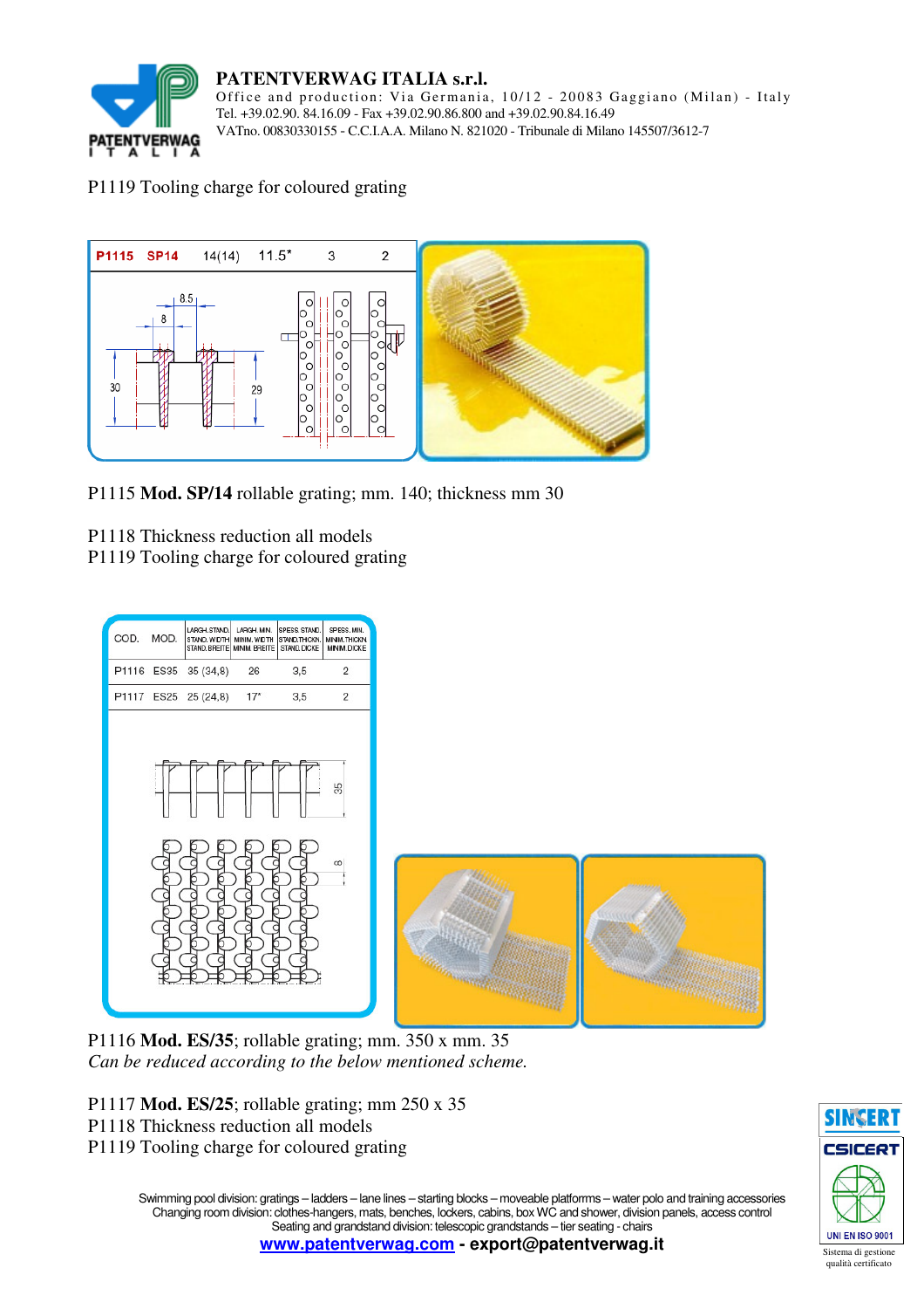# PATENTVERWAG ITALIA s.r.l.

Office and production: Via Germania, 10/12 - 20083 Gaggiano (Milan) - Italy
Tel. +39.02.90. 84.16.09 - Fax +39.02.90.86.800 and +39.02.90.84.16.49
VATno. 00830330155 - C.C.I.A.A. Milano N. 821020 - Tribunale di Milano 145507/3612-7

P1119 Tooling charge for coloured grating

| P1115 | SP14 | 14(14) | 11.5* | 3 | 2 |
|---|---|---|---|---|---|

P1115 **Mod. SP/14** rollable grating; mm. 140; thickness mm 30

P1118 Thickness reduction all models
P1119 Tooling charge for coloured grating

| COD. | MOD. | LARGH. STAND. STAND. WIDTH STAND. BREITE | LARGH. MIN. MINIM. WIDTH MINIM. BREITE | SPESS. STAND. STAND. THICKN. STAND. DICKE | SPESS. MIN. MINIM. THICKN. MINIM. DICKE |
|---|---|---|---|---|---|
| P1116 | ES35 | 35 (34,8) | 26 | 3,5 | 2 |
| P1117 | ES25 | 25 (24,8) | 17* | 3,5 | 2 |

P1116 **Mod. ES/35**; rollable grating; mm. 350 x mm. 35
*Can be reduced according to the below mentioned scheme.*

P1117 **Mod. ES/25**; rollable grating; mm 250 x 35
P1118 Thickness reduction all models
P1119 Tooling charge for coloured grating

Swimming pool division: gratings – ladders – lane lines – starting blocks – moveable platfforms – water polo and training accessories
Changing room division: clothes-hangers, mats, benches, lockers, cabins, box WC and shower, division panels, access control
Seating and grandstand division: telescopic grandstands – tier seating - chairs
**www.patentverwag.com - export@patentverwag.it**

SINCERT CSICERT UNI EN ISO 9001 Sistema di gestione qualità certificato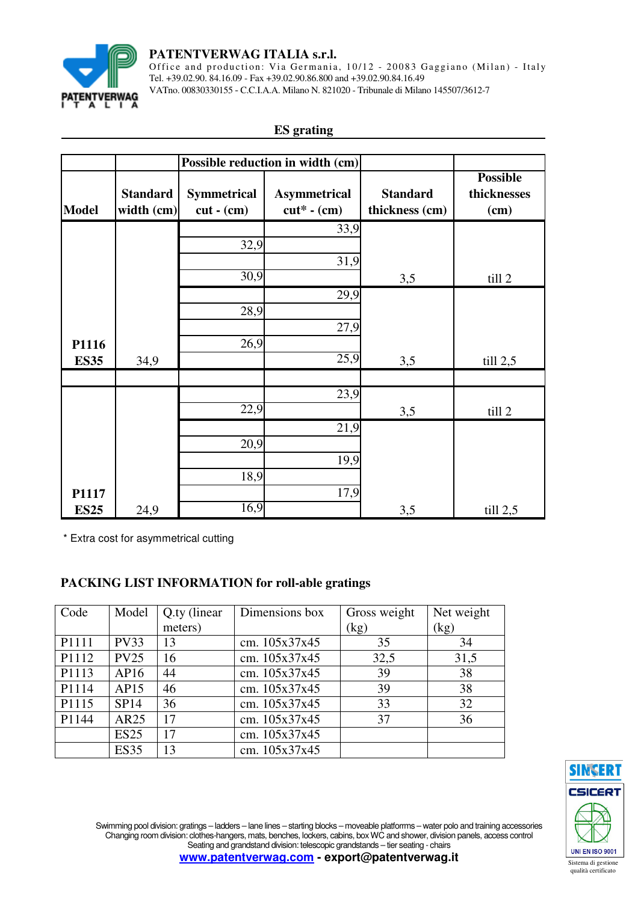**PATENTVERWAG ITALIA s.r.l.**
Office and production: Via Germania, 10/12 - 20083 Gaggiano (Milan) - Italy
Tel. +39.02.90. 84.16.09 - Fax +39.02.90.86.800 and +39.02.90.84.16.49
VATno. 00830330155 - C.C.I.A.A. Milano N. 821020 - Tribunale di Milano 145507/3612-7

## ES grating

| | | Possible reduction in width (cm) | | | |
|---|---|---|---|---|---|
| **Model** | **Standard width (cm)** | **Symmetrical cut - (cm)** | **Asymmetrical cut* - (cm)** | **Standard thickness (cm)** | **Possible thicknesses (cm)** |
| | | | 33,9 | | |
| | | 32,9 | | | |
| | | | 31,9 | | |
| | | 30,9 | | 3,5 | till 2 |
| | | | 29,9 | | |
| | | 28,9 | | | |
| | | | 27,9 | | |
| **P1116** | | 26,9 | | | |
| **ES35** | 34,9 | | 25,9 | 3,5 | till 2,5 |
| | | | | | |
| | | | 23,9 | | |
| | | 22,9 | | 3,5 | till 2 |
| | | | 21,9 | | |
| | | 20,9 | | | |
| | | | 19,9 | | |
| | | 18,9 | | | |
| **P1117** | | | 17,9 | | |
| **ES25** | 24,9 | 16,9 | | 3,5 | till 2,5 |

\* Extra cost for asymmetrical cutting

### PACKING LIST INFORMATION for roll-able gratings

| Code | Model | Q.ty (linear meters) | Dimensions box | Gross weight (kg) | Net weight (kg) |
|---|---|---|---|---|---|
| P1111 | PV33 | 13 | cm. 105x37x45 | 35 | 34 |
| P1112 | PV25 | 16 | cm. 105x37x45 | 32,5 | 31,5 |
| P1113 | AP16 | 44 | cm. 105x37x45 | 39 | 38 |
| P1114 | AP15 | 46 | cm. 105x37x45 | 39 | 38 |
| P1115 | SP14 | 36 | cm. 105x37x45 | 33 | 32 |
| P1144 | AR25 | 17 | cm. 105x37x45 | 37 | 36 |
| | ES25 | 17 | cm. 105x37x45 | | |
| | ES35 | 13 | cm. 105x37x45 | | |

Swimming pool division: gratings – ladders – lane lines – starting blocks – moveable platforms – water polo and training accessories
Changing room division: clothes-hangers, mats, benches, lockers, cabins, box WC and shower, division panels, access control
Seating and grandstand division: telescopic grandstands – tier seating - chairs
**www.patentverwag.com - export@patentverwag.it**

SINCERT CSICERT UNI EN ISO 9001
Sistema di gestione qualità certificato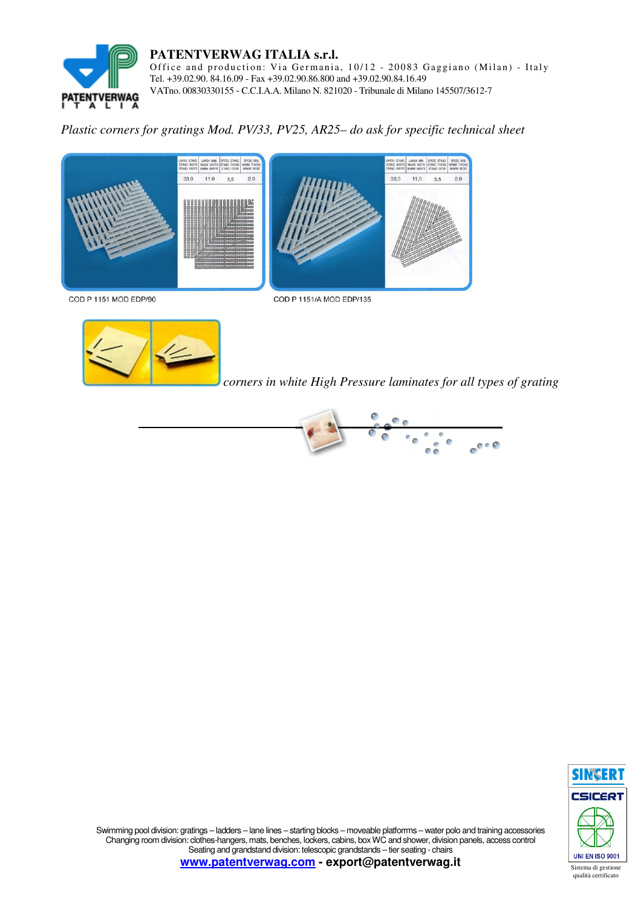**PATENTVERWAG ITALIA s.r.l.**
Office and production: Via Germania, 10/12 - 20083 Gaggiano (Milan) - Italy
Tel. +39.02.90. 84.16.09 - Fax +39.02.90.86.800 and +39.02.90.84.16.49
VATno. 00830330155 - C.C.I.A.A. Milano N. 821020 - Tribunale di Milano 145507/3612-7

*Plastic corners for gratings Mod. PV/33, PV25, AR25– do ask for specific technical sheet*

COD P 1151 MOD EDP/90

COD P 1151/A MOD EDP/135

*corners in white High Pressure laminates for all types of grating*

Swimming pool division: gratings – ladders – lane lines – starting blocks – moveable platforms – water polo and training accessories
Changing room division: clothes-hangers, mats, benches, lockers, cabins, box WC and shower, division panels, access control
Seating and grandstand division: telescopic grandstands – tier seating - chairs
**www.patentverwag.com - export@patentverwag.it**

SINCERT
CSICERT
UNI EN ISO 9001
Sistema di gestione qualità certificato